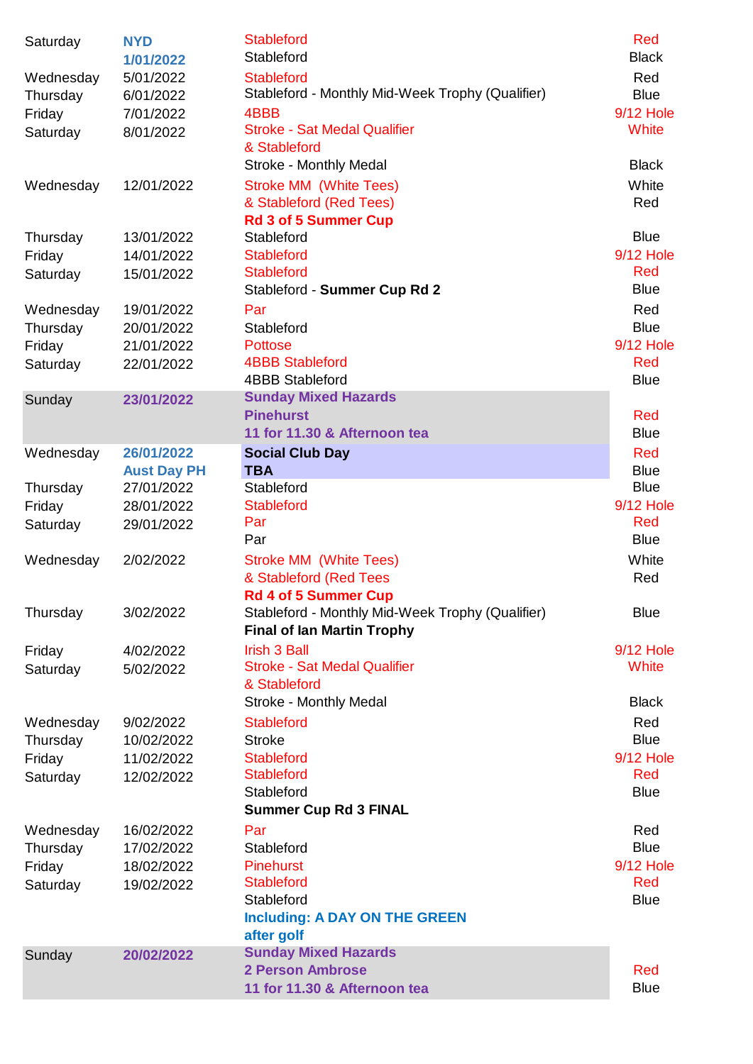| Day | Date | Event | Tees |
|---|---|---|---|
| Saturday | **NYD** | Stableford | Red |
| | **1/01/2022** | Stableford | Black |
| Wednesday | 5/01/2022 | Stableford | Red |
| Thursday | 6/01/2022 | Stableford - Monthly Mid-Week Trophy (Qualifier) | Blue |
| Friday | 7/01/2022 | 4BBB | 9/12 Hole |
| Saturday | 8/01/2022 | Stroke - Sat Medal Qualifier & Stableford | White |
| | | Stroke - Monthly Medal | Black |
| Wednesday | 12/01/2022 | Stroke MM (White Tees) | White |
| | | & Stableford (Red Tees) | Red |
| | | **Rd 3 of 5 Summer Cup** | |
| Thursday | 13/01/2022 | Stableford | Blue |
| Friday | 14/01/2022 | Stableford | 9/12 Hole |
| Saturday | 15/01/2022 | Stableford | Red |
| | | Stableford - **Summer Cup Rd 2** | Blue |
| Wednesday | 19/01/2022 | Par | Red |
| Thursday | 20/01/2022 | Stableford | Blue |
| Friday | 21/01/2022 | Pottose | 9/12 Hole |
| Saturday | 22/01/2022 | 4BBB Stableford | Red |
| | | 4BBB Stableford | Blue |
| Sunday | **23/01/2022** | **Sunday Mixed Hazards** | |
| | | **Pinehurst** | Red |
| | | **11 for 11.30 & Afternoon tea** | Blue |
| Wednesday | **26/01/2022** | **Social Club Day** | Red |
| | **Aust Day PH** | **TBA** | Blue |
| Thursday | 27/01/2022 | Stableford | Blue |
| Friday | 28/01/2022 | Stableford | 9/12 Hole |
| Saturday | 29/01/2022 | Par | Red |
| | | Par | Blue |
| Wednesday | 2/02/2022 | Stroke MM (White Tees) | White |
| | | & Stableford (Red Tees | Red |
| | | **Rd 4 of 5 Summer Cup** | |
| Thursday | 3/02/2022 | Stableford - Monthly Mid-Week Trophy (Qualifier) | Blue |
| | | **Final of Ian Martin Trophy** | |
| Friday | 4/02/2022 | Irish 3 Ball | 9/12 Hole |
| Saturday | 5/02/2022 | Stroke - Sat Medal Qualifier & Stableford | White |
| | | Stroke - Monthly Medal | Black |
| Wednesday | 9/02/2022 | Stableford | Red |
| Thursday | 10/02/2022 | Stroke | Blue |
| Friday | 11/02/2022 | Stableford | 9/12 Hole |
| Saturday | 12/02/2022 | Stableford | Red |
| | | Stableford | Blue |
| | | **Summer Cup Rd 3 FINAL** | |
| Wednesday | 16/02/2022 | Par | Red |
| Thursday | 17/02/2022 | Stableford | Blue |
| Friday | 18/02/2022 | Pinehurst | 9/12 Hole |
| Saturday | 19/02/2022 | Stableford | Red |
| | | Stableford | Blue |
| | | **Including: A DAY ON THE GREEN after golf** | |
| Sunday | **20/02/2022** | **Sunday Mixed Hazards** | |
| | | **2 Person Ambrose** | Red |
| | | **11 for 11.30 & Afternoon tea** | Blue |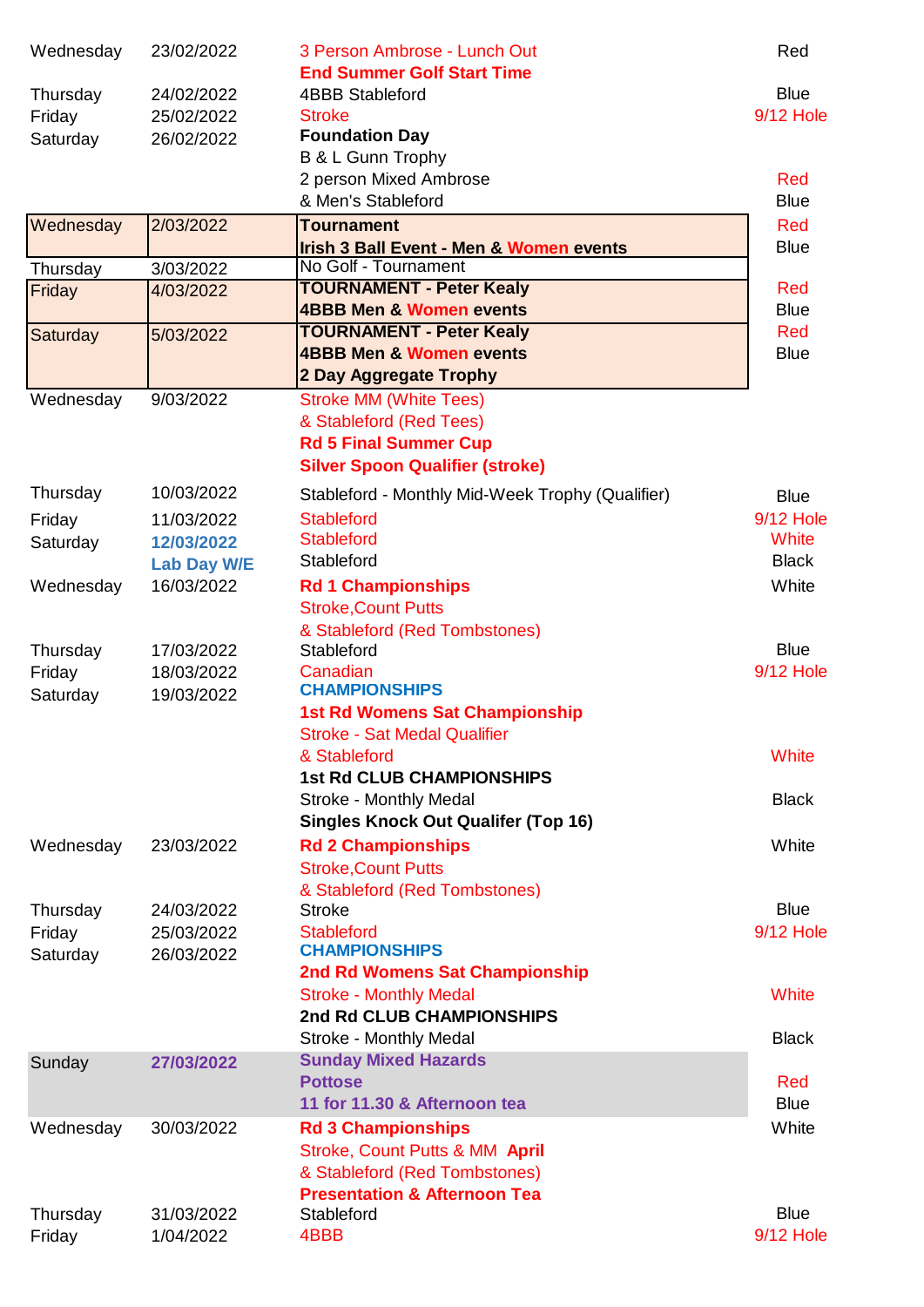| Day | Date | Event | Tees |
|---|---|---|---|
| Wednesday | 23/02/2022 | 3 Person Ambrose - Lunch Out<br>**End Summer Golf Start Time** | Red |
| Thursday | 24/02/2022 | 4BBB Stableford | Blue |
| Friday | 25/02/2022 | Stroke | 9/12 Hole |
| Saturday | 26/02/2022 | **Foundation Day**<br>B & L Gunn Trophy<br>2 person Mixed Ambrose<br>& Men's Stableford | <br><br>Red<br>Blue |
| Wednesday | 2/03/2022 | **Tournament**<br>**Irish 3 Ball Event - Men & Women events** | Red<br>Blue |
| Thursday | 3/03/2022 | No Golf - Tournament | |
| Friday | 4/03/2022 | **TOURNAMENT - Peter Kealy**<br>**4BBB Men & Women events** | Red<br>Blue |
| Saturday | 5/03/2022 | **TOURNAMENT - Peter Kealy**<br>**4BBB Men & Women events**<br>**2 Day Aggregate Trophy** | Red<br>Blue |
| Wednesday | 9/03/2022 | Stroke MM (White Tees)<br>& Stableford (Red Tees)<br>**Rd 5 Final Summer Cup**<br>**Silver Spoon Qualifier (stroke)** | |
| Thursday | 10/03/2022 | Stableford - Monthly Mid-Week Trophy (Qualifier) | Blue |
| Friday | 11/03/2022 | Stableford | 9/12 Hole |
| Saturday | **12/03/2022**<br>**Lab Day W/E** | Stableford<br>Stableford | White<br>Black |
| Wednesday | 16/03/2022 | **Rd 1 Championships**<br>Stroke,Count Putts<br>& Stableford (Red Tombstones) | White |
| Thursday | 17/03/2022 | Stableford | Blue |
| Friday | 18/03/2022 | Canadian | 9/12 Hole |
| Saturday | 19/03/2022 | **CHAMPIONSHIPS**<br>**1st Rd Womens Sat Championship**<br>Stroke - Sat Medal Qualifier<br>& Stableford<br>**1st Rd CLUB CHAMPIONSHIPS**<br>Stroke - Monthly Medal<br>**Singles Knock Out Qualifer (Top 16)** | <br><br><br>White<br><br>Black |
| Wednesday | 23/03/2022 | **Rd 2 Championships**<br>Stroke,Count Putts<br>& Stableford (Red Tombstones) | White |
| Thursday | 24/03/2022 | Stroke | Blue |
| Friday | 25/03/2022 | Stableford | 9/12 Hole |
| Saturday | 26/03/2022 | **CHAMPIONSHIPS**<br>**2nd Rd Womens Sat Championship**<br>Stroke - Monthly Medal<br>**2nd Rd CLUB CHAMPIONSHIPS**<br>Stroke - Monthly Medal | <br><br>White<br><br>Black |
| Sunday | **27/03/2022** | **Sunday Mixed Hazards**<br>**Pottose**<br>**11 for 11.30 & Afternoon tea** | <br>Red<br>Blue |
| Wednesday | 30/03/2022 | **Rd 3 Championships**<br>Stroke, Count Putts & MM **April**<br>& Stableford (Red Tombstones)<br>**Presentation & Afternoon Tea** | White |
| Thursday | 31/03/2022 | Stableford | Blue |
| Friday | 1/04/2022 | 4BBB | 9/12 Hole |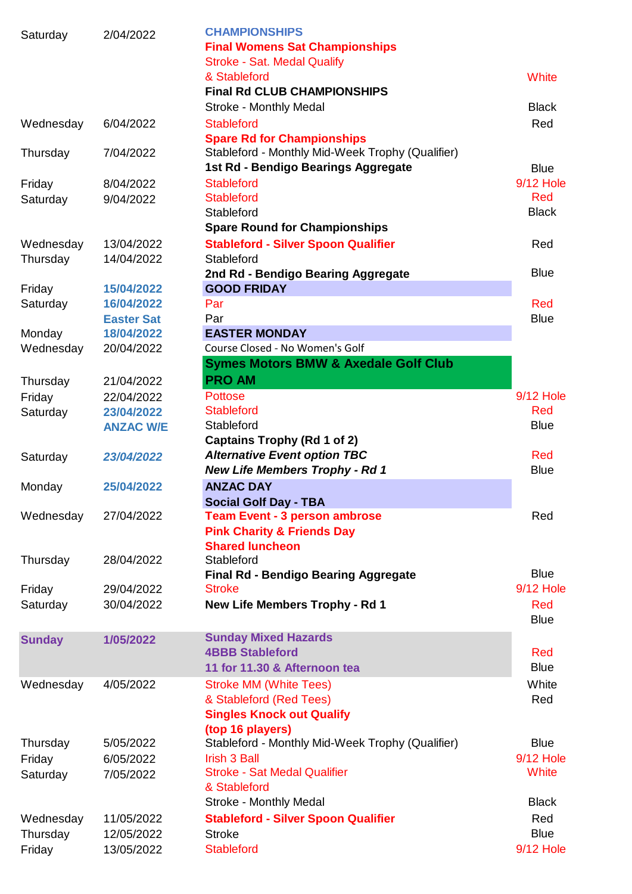| | | | |
|---|---|---|---|
| Saturday | 2/04/2022 | **CHAMPIONSHIPS** | |
| | | **Final Womens Sat Championships** | |
| | | Stroke - Sat. Medal Qualify | |
| | | & Stableford | White |
| | | **Final Rd CLUB CHAMPIONSHIPS** | |
| | | Stroke - Monthly Medal | Black |
| Wednesday | 6/04/2022 | Stableford | Red |
| | | **Spare Rd for Championships** | |
| Thursday | 7/04/2022 | Stableford - Monthly Mid-Week Trophy (Qualifier) | |
| | | **1st Rd - Bendigo Bearings Aggregate** | Blue |
| Friday | 8/04/2022 | Stableford | 9/12 Hole |
| Saturday | 9/04/2022 | Stableford | Red |
| | | Stableford | Black |
| | | **Spare Round for Championships** | |
| Wednesday | 13/04/2022 | **Stableford - Silver Spoon Qualifier** | Red |
| Thursday | 14/04/2022 | Stableford | |
| | | **2nd Rd - Bendigo Bearing Aggregate** | Blue |
| Friday | **15/04/2022** | **GOOD FRIDAY** | |
| Saturday | **16/04/2022** | Par | Red |
| | **Easter Sat** | Par | Blue |
| Monday | **18/04/2022** | **EASTER MONDAY** | |
| Wednesday | 20/04/2022 | Course Closed - No Women's Golf | |
| | | **Symes Motors BMW & Axedale Golf Club** | |
| Thursday | 21/04/2022 | **PRO AM** | |
| Friday | 22/04/2022 | Pottose | 9/12 Hole |
| Saturday | **23/04/2022** | Stableford | Red |
| | **ANZAC W/E** | Stableford | Blue |
| | | **Captains Trophy (Rd 1 of 2)** | |
| Saturday | ***23/04/2022*** | ***Alternative Event option TBC*** | Red |
| | | ***New Life Members Trophy - Rd 1*** | Blue |
| Monday | **25/04/2022** | **ANZAC DAY** | |
| | | **Social Golf Day - TBA** | |
| Wednesday | 27/04/2022 | **Team Event - 3 person ambrose** | Red |
| | | **Pink Charity & Friends Day** | |
| | | **Shared luncheon** | |
| Thursday | 28/04/2022 | Stableford | |
| | | **Final Rd - Bendigo Bearing Aggregate** | Blue |
| Friday | 29/04/2022 | Stroke | 9/12 Hole |
| Saturday | 30/04/2022 | **New Life Members Trophy - Rd 1** | Red |
| | | | Blue |
| **Sunday** | **1/05/2022** | **Sunday Mixed Hazards** | |
| | | **4BBB Stableford** | Red |
| | | **11 for 11.30 & Afternoon tea** | Blue |
| Wednesday | 4/05/2022 | Stroke MM (White Tees) | White |
| | | & Stableford (Red Tees) | Red |
| | | **Singles Knock out Qualify** | |
| | | **(top 16 players)** | |
| Thursday | 5/05/2022 | Stableford - Monthly Mid-Week Trophy (Qualifier) | Blue |
| Friday | 6/05/2022 | Irish 3 Ball | 9/12 Hole |
| Saturday | 7/05/2022 | Stroke - Sat Medal Qualifier | White |
| | | & Stableford | |
| | | Stroke - Monthly Medal | Black |
| Wednesday | 11/05/2022 | **Stableford - Silver Spoon Qualifier** | Red |
| Thursday | 12/05/2022 | Stroke | Blue |
| Friday | 13/05/2022 | Stableford | 9/12 Hole |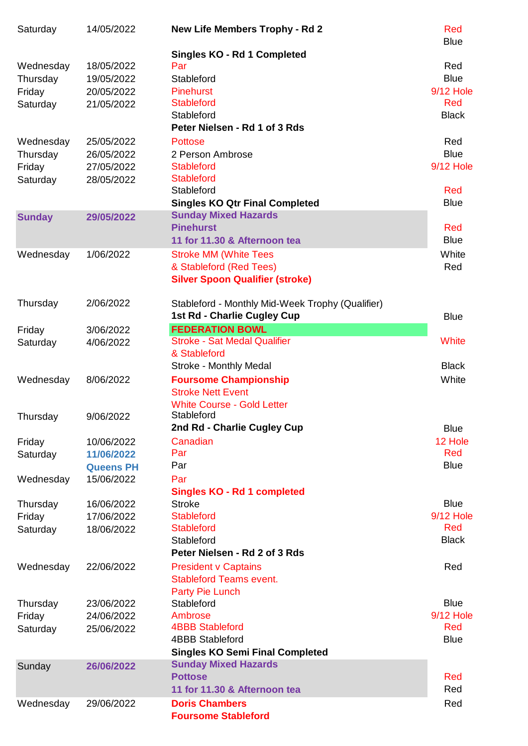| Day | Date | Event | Tees |
|---|---|---|---|
| Saturday | 14/05/2022 | **New Life Members Trophy - Rd 2** | Red |
| | | | Blue |
| | | **Singles KO - Rd 1 Completed** | |
| Wednesday | 18/05/2022 | Par | Red |
| Thursday | 19/05/2022 | Stableford | Blue |
| Friday | 20/05/2022 | Pinehurst | 9/12 Hole |
| Saturday | 21/05/2022 | Stableford | Red |
| | | Stableford | Black |
| | | **Peter Nielsen - Rd 1 of 3 Rds** | |
| Wednesday | 25/05/2022 | Pottose | Red |
| Thursday | 26/05/2022 | 2 Person Ambrose | Blue |
| Friday | 27/05/2022 | Stableford | 9/12 Hole |
| Saturday | 28/05/2022 | Stableford | |
| | | Stableford | Red |
| | | **Singles KO Qtr Final Completed** | Blue |
| **Sunday** | **29/05/2022** | **Sunday Mixed Hazards** | |
| | | **Pinehurst** | Red |
| | | **11 for 11.30 & Afternoon tea** | Blue |
| Wednesday | 1/06/2022 | Stroke MM (White Tees | White |
| | | & Stableford (Red Tees) | Red |
| | | **Silver Spoon Qualifier (stroke)** | |
| Thursday | 2/06/2022 | Stableford - Monthly Mid-Week Trophy (Qualifier) | |
| | | **1st Rd - Charlie Cugley Cup** | Blue |
| Friday | 3/06/2022 | **FEDERATION BOWL** | |
| Saturday | 4/06/2022 | Stroke - Sat Medal Qualifier | White |
| | | & Stableford | |
| | | Stroke - Monthly Medal | Black |
| Wednesday | 8/06/2022 | **Foursome Championship** | White |
| | | Stroke Nett Event | |
| | | White Course - Gold Letter | |
| Thursday | 9/06/2022 | Stableford | |
| | | **2nd Rd - Charlie Cugley Cup** | Blue |
| Friday | 10/06/2022 | Canadian | 12 Hole |
| Saturday | 11/06/2022 | Par | Red |
| | **Queens PH** | Par | Blue |
| Wednesday | 15/06/2022 | Par | |
| | | **Singles KO - Rd 1 completed** | |
| Thursday | 16/06/2022 | Stroke | Blue |
| Friday | 17/06/2022 | Stableford | 9/12 Hole |
| Saturday | 18/06/2022 | Stableford | Red |
| | | Stableford | Black |
| | | **Peter Nielsen - Rd 2 of 3 Rds** | |
| Wednesday | 22/06/2022 | President v Captains | Red |
| | | Stableford Teams event. | |
| | | Party Pie Lunch | |
| Thursday | 23/06/2022 | Stableford | Blue |
| Friday | 24/06/2022 | Ambrose | 9/12 Hole |
| Saturday | 25/06/2022 | 4BBB Stableford | Red |
| | | 4BBB Stableford | Blue |
| | | **Singles KO Semi Final Completed** | |
| Sunday | **26/06/2022** | **Sunday Mixed Hazards** | |
| | | **Pottose** | Red |
| | | **11 for 11.30 & Afternoon tea** | Red |
| Wednesday | 29/06/2022 | **Doris Chambers** | Red |
| | | **Foursome Stableford** | |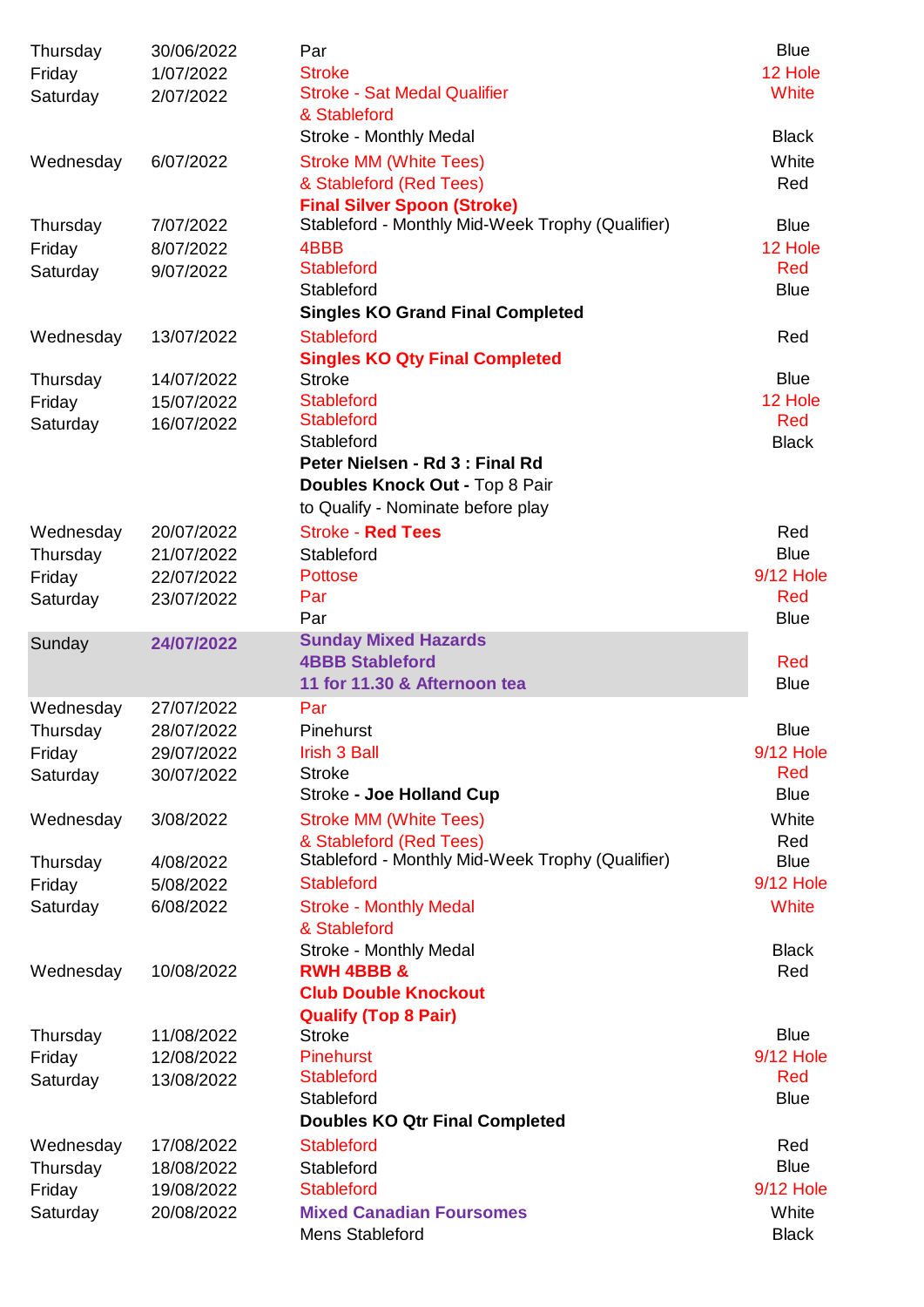| | | | |
|---|---|---|---|
| Thursday | 30/06/2022 | Par | Blue |
| Friday | 1/07/2022 | Stroke | 12 Hole |
| Saturday | 2/07/2022 | Stroke - Sat Medal Qualifier | White |
| | | & Stableford | |
| | | Stroke - Monthly Medal | Black |
| Wednesday | 6/07/2022 | Stroke MM (White Tees) | White |
| | | & Stableford (Red Tees) | Red |
| | | **Final Silver Spoon (Stroke)** | |
| Thursday | 7/07/2022 | Stableford - Monthly Mid-Week Trophy (Qualifier) | Blue |
| Friday | 8/07/2022 | 4BBB | 12 Hole |
| Saturday | 9/07/2022 | Stableford | Red |
| | | Stableford | Blue |
| | | **Singles KO Grand Final Completed** | |
| Wednesday | 13/07/2022 | Stableford | Red |
| | | **Singles KO Qty Final Completed** | |
| Thursday | 14/07/2022 | Stroke | Blue |
| Friday | 15/07/2022 | Stableford | 12 Hole |
| Saturday | 16/07/2022 | Stableford | Red |
| | | Stableford | Black |
| | | **Peter Nielsen - Rd 3 : Final Rd** | |
| | | **Doubles Knock Out -** Top 8 Pair | |
| | | to Qualify - Nominate before play | |
| Wednesday | 20/07/2022 | Stroke - **Red Tees** | Red |
| Thursday | 21/07/2022 | Stableford | Blue |
| Friday | 22/07/2022 | Pottose | 9/12 Hole |
| Saturday | 23/07/2022 | Par | Red |
| | | Par | Blue |
| Sunday | **24/07/2022** | **Sunday Mixed Hazards** | |
| | | **4BBB Stableford** | Red |
| | | **11 for 11.30 & Afternoon tea** | Blue |
| Wednesday | 27/07/2022 | Par | |
| Thursday | 28/07/2022 | Pinehurst | Blue |
| Friday | 29/07/2022 | Irish 3 Ball | 9/12 Hole |
| Saturday | 30/07/2022 | Stroke | Red |
| | | Stroke **- Joe Holland Cup** | Blue |
| Wednesday | 3/08/2022 | Stroke MM (White Tees) | White |
| | | & Stableford (Red Tees) | Red |
| Thursday | 4/08/2022 | Stableford - Monthly Mid-Week Trophy (Qualifier) | Blue |
| Friday | 5/08/2022 | Stableford | 9/12 Hole |
| Saturday | 6/08/2022 | Stroke - Monthly Medal | White |
| | | & Stableford | |
| | | Stroke - Monthly Medal | Black |
| Wednesday | 10/08/2022 | **RWH 4BBB &** | Red |
| | | **Club Double Knockout** | |
| | | **Qualify (Top 8 Pair)** | |
| Thursday | 11/08/2022 | Stroke | Blue |
| Friday | 12/08/2022 | Pinehurst | 9/12 Hole |
| Saturday | 13/08/2022 | Stableford | Red |
| | | Stableford | Blue |
| | | **Doubles KO Qtr Final Completed** | |
| Wednesday | 17/08/2022 | Stableford | Red |
| Thursday | 18/08/2022 | Stableford | Blue |
| Friday | 19/08/2022 | Stableford | 9/12 Hole |
| Saturday | 20/08/2022 | **Mixed Canadian Foursomes** | White |
| | | Mens Stableford | Black |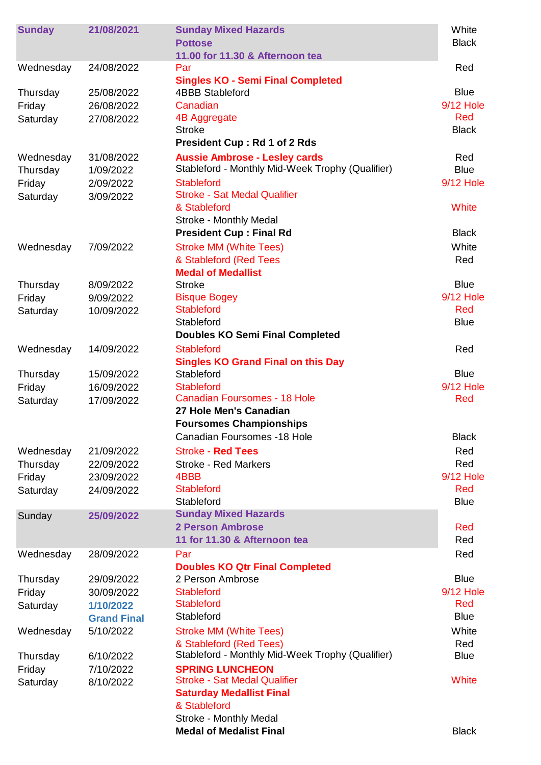| | | | |
|---|---|---|---|
| **Sunday** | **21/08/2021** | **Sunday Mixed Hazards** | White |
| | | **Pottose** | Black |
| | | **11.00 for 11.30 & Afternoon tea** | |
| Wednesday | 24/08/2022 | Par | Red |
| | | **Singles KO - Semi Final Completed** | |
| Thursday | 25/08/2022 | 4BBB Stableford | Blue |
| Friday | 26/08/2022 | Canadian | 9/12 Hole |
| Saturday | 27/08/2022 | 4B Aggregate | Red |
| | | Stroke | Black |
| | | **President Cup : Rd 1 of 2 Rds** | |
| Wednesday | 31/08/2022 | **Aussie Ambrose - Lesley cards** | Red |
| Thursday | 1/09/2022 | Stableford - Monthly Mid-Week Trophy (Qualifier) | Blue |
| Friday | 2/09/2022 | Stableford | 9/12 Hole |
| Saturday | 3/09/2022 | Stroke - Sat Medal Qualifier | |
| | | & Stableford | White |
| | | Stroke - Monthly Medal | |
| | | **President Cup : Final Rd** | Black |
| Wednesday | 7/09/2022 | Stroke MM (White Tees) | White |
| | | & Stableford (Red Tees | Red |
| | | **Medal of Medallist** | |
| Thursday | 8/09/2022 | Stroke | Blue |
| Friday | 9/09/2022 | Bisque Bogey | 9/12 Hole |
| Saturday | 10/09/2022 | Stableford | Red |
| | | Stableford | Blue |
| | | **Doubles KO Semi Final Completed** | |
| Wednesday | 14/09/2022 | Stableford | Red |
| | | **Singles KO Grand Final on this Day** | |
| Thursday | 15/09/2022 | Stableford | Blue |
| Friday | 16/09/2022 | Stableford | 9/12 Hole |
| Saturday | 17/09/2022 | Canadian Foursomes - 18 Hole | Red |
| | | **27 Hole Men's Canadian** | |
| | | **Foursomes Championships** | |
| | | Canadian Foursomes -18 Hole | Black |
| Wednesday | 21/09/2022 | Stroke - **Red Tees** | Red |
| Thursday | 22/09/2022 | Stroke - Red Markers | Red |
| Friday | 23/09/2022 | 4BBB | 9/12 Hole |
| Saturday | 24/09/2022 | Stableford | Red |
| | | Stableford | Blue |
| Sunday | **25/09/2022** | **Sunday Mixed Hazards** | |
| | | **2 Person Ambrose** | Red |
| | | **11 for 11.30 & Afternoon tea** | Red |
| Wednesday | 28/09/2022 | Par | Red |
| | | **Doubles KO Qtr Final Completed** | |
| Thursday | 29/09/2022 | 2 Person Ambrose | Blue |
| Friday | 30/09/2022 | Stableford | 9/12 Hole |
| Saturday | **1/10/2022** | Stableford | Red |
| | **Grand Final** | Stableford | Blue |
| Wednesday | 5/10/2022 | Stroke MM (White Tees) | White |
| | | & Stableford (Red Tees) | Red |
| Thursday | 6/10/2022 | Stableford - Monthly Mid-Week Trophy (Qualifier) | Blue |
| Friday | 7/10/2022 | **SPRING LUNCHEON** | |
| Saturday | 8/10/2022 | Stroke - Sat Medal Qualifier | White |
| | | **Saturday Medallist Final** | |
| | | & Stableford | |
| | | Stroke - Monthly Medal | |
| | | **Medal of Medalist Final** | Black |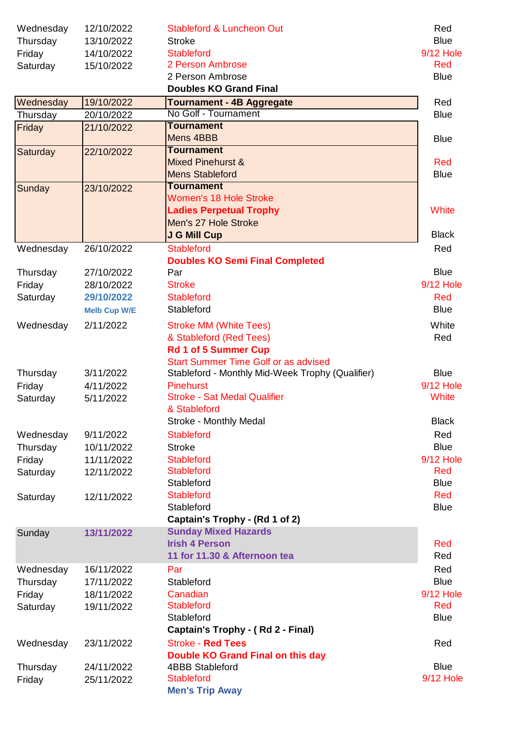| | | | |
|---|---|---|---|
| Wednesday | 12/10/2022 | Stableford & Luncheon Out | Red |
| Thursday | 13/10/2022 | Stroke | Blue |
| Friday | 14/10/2022 | Stableford | 9/12 Hole |
| Saturday | 15/10/2022 | 2 Person Ambrose | Red |
| | | 2 Person Ambrose | Blue |
| | | **Doubles KO Grand Final** | |
| Wednesday | 19/10/2022 | **Tournament - 4B Aggregate** | Red |
| Thursday | 20/10/2022 | No Golf - Tournament | Blue |
| Friday | 21/10/2022 | **Tournament** | |
| | | Mens 4BBB | Blue |
| Saturday | 22/10/2022 | **Tournament** | |
| | | Mixed Pinehurst & | Red |
| | | Mens Stableford | Blue |
| Sunday | 23/10/2022 | **Tournament** | |
| | | Women's 18 Hole Stroke | |
| | | **Ladies Perpetual Trophy** | White |
| | | Men's 27 Hole Stroke | |
| | | **J G Mill Cup** | Black |
| Wednesday | 26/10/2022 | Stableford | Red |
| | | **Doubles KO Semi Final Completed** | |
| Thursday | 27/10/2022 | Par | Blue |
| Friday | 28/10/2022 | Stroke | 9/12 Hole |
| Saturday | **29/10/2022** | Stableford | Red |
| | **Melb Cup W/E** | Stableford | Blue |
| Wednesday | 2/11/2022 | Stroke MM (White Tees) | White |
| | | & Stableford (Red Tees) | Red |
| | | **Rd 1 of 5 Summer Cup** | |
| | | Start Summer Time Golf or as advised | |
| Thursday | 3/11/2022 | Stableford - Monthly Mid-Week Trophy (Qualifier) | Blue |
| Friday | 4/11/2022 | Pinehurst | 9/12 Hole |
| Saturday | 5/11/2022 | Stroke - Sat Medal Qualifier | White |
| | | & Stableford | |
| | | Stroke - Monthly Medal | Black |
| Wednesday | 9/11/2022 | Stableford | Red |
| Thursday | 10/11/2022 | Stroke | Blue |
| Friday | 11/11/2022 | Stableford | 9/12 Hole |
| Saturday | 12/11/2022 | Stableford | Red |
| | | Stableford | Blue |
| Saturday | 12/11/2022 | Stableford | Red |
| | | Stableford | Blue |
| | | **Captain's Trophy - (Rd 1 of 2)** | |
| Sunday | **13/11/2022** | **Sunday Mixed Hazards** | |
| | | **Irish 4 Person** | Red |
| | | **11 for 11.30 & Afternoon tea** | Red |
| Wednesday | 16/11/2022 | Par | Red |
| Thursday | 17/11/2022 | Stableford | Blue |
| Friday | 18/11/2022 | Canadian | 9/12 Hole |
| Saturday | 19/11/2022 | Stableford | Red |
| | | Stableford | Blue |
| | | **Captain's Trophy - ( Rd 2 - Final)** | |
| Wednesday | 23/11/2022 | Stroke - **Red Tees** | Red |
| | | **Double KO Grand Final on this day** | |
| Thursday | 24/11/2022 | 4BBB Stableford | Blue |
| Friday | 25/11/2022 | Stableford | 9/12 Hole |
| | | **Men's Trip Away** | |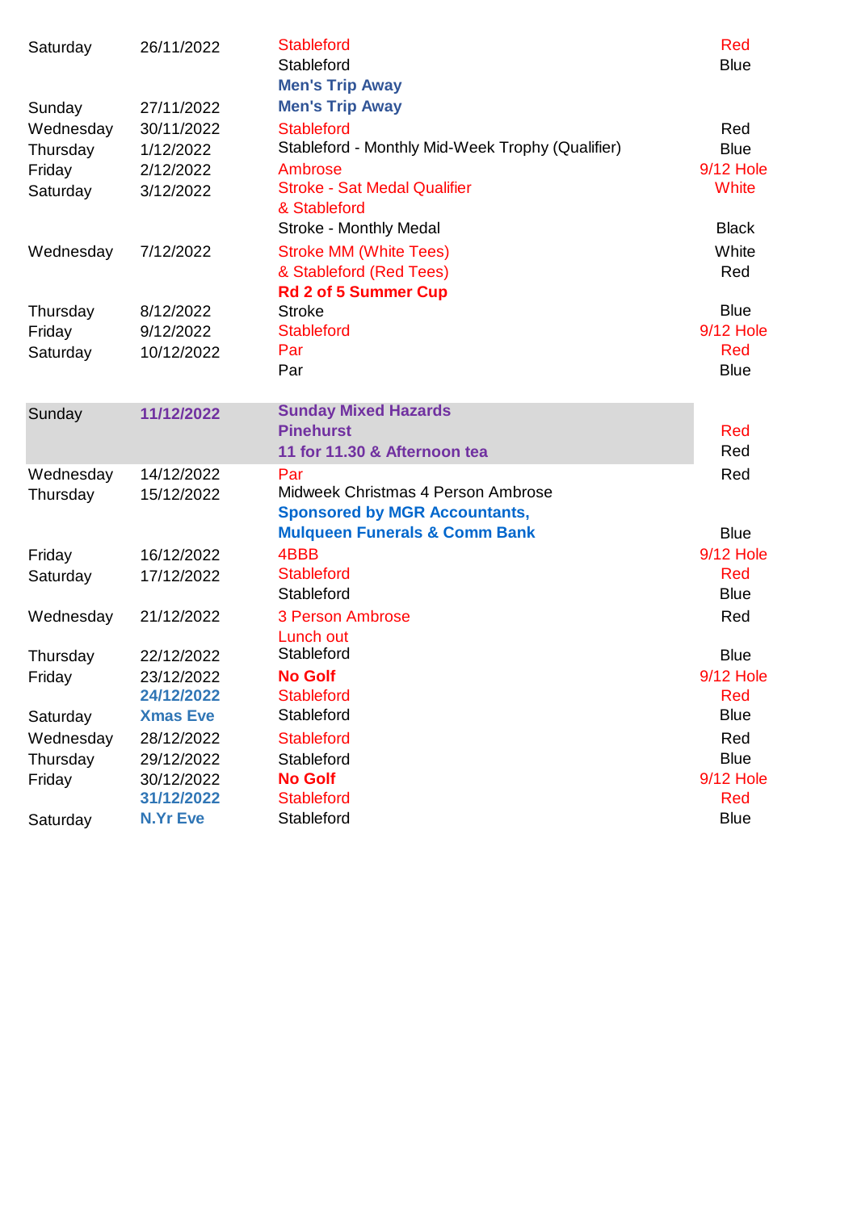| | | | |
|---|---|---|---|
| Saturday | 26/11/2022 | Stableford | Red |
| | | Stableford | Blue |
| | | **Men's Trip Away** | |
| Sunday | 27/11/2022 | **Men's Trip Away** | |
| Wednesday | 30/11/2022 | Stableford | Red |
| Thursday | 1/12/2022 | Stableford - Monthly Mid-Week Trophy (Qualifier) | Blue |
| Friday | 2/12/2022 | Ambrose | 9/12 Hole |
| Saturday | 3/12/2022 | Stroke - Sat Medal Qualifier & Stableford | White |
| | | Stroke - Monthly Medal | Black |
| Wednesday | 7/12/2022 | Stroke MM (White Tees) | White |
| | | & Stableford (Red Tees) | Red |
| | | **Rd 2 of 5 Summer Cup** | |
| Thursday | 8/12/2022 | Stroke | Blue |
| Friday | 9/12/2022 | Stableford | 9/12 Hole |
| Saturday | 10/12/2022 | Par | Red |
| | | Par | Blue |
| Sunday | **11/12/2022** | **Sunday Mixed Hazards** | |
| | | **Pinehurst** | Red |
| | | **11 for 11.30 & Afternoon tea** | Red |
| Wednesday | 14/12/2022 | Par | Red |
| Thursday | 15/12/2022 | Midweek Christmas 4 Person Ambrose **Sponsored by MGR Accountants, Mulqueen Funerals & Comm Bank** | Blue |
| Friday | 16/12/2022 | 4BBB | 9/12 Hole |
| Saturday | 17/12/2022 | Stableford | Red |
| | | Stableford | Blue |
| Wednesday | 21/12/2022 | 3 Person Ambrose Lunch out | Red |
| Thursday | 22/12/2022 | Stableford | Blue |
| Friday | 23/12/2022 | **No Golf** | 9/12 Hole |
| | **24/12/2022** | Stableford | Red |
| Saturday | **Xmas Eve** | Stableford | Blue |
| Wednesday | 28/12/2022 | Stableford | Red |
| Thursday | 29/12/2022 | Stableford | Blue |
| Friday | 30/12/2022 | **No Golf** | 9/12 Hole |
| | **31/12/2022** | Stableford | Red |
| Saturday | **N.Yr Eve** | Stableford | Blue |